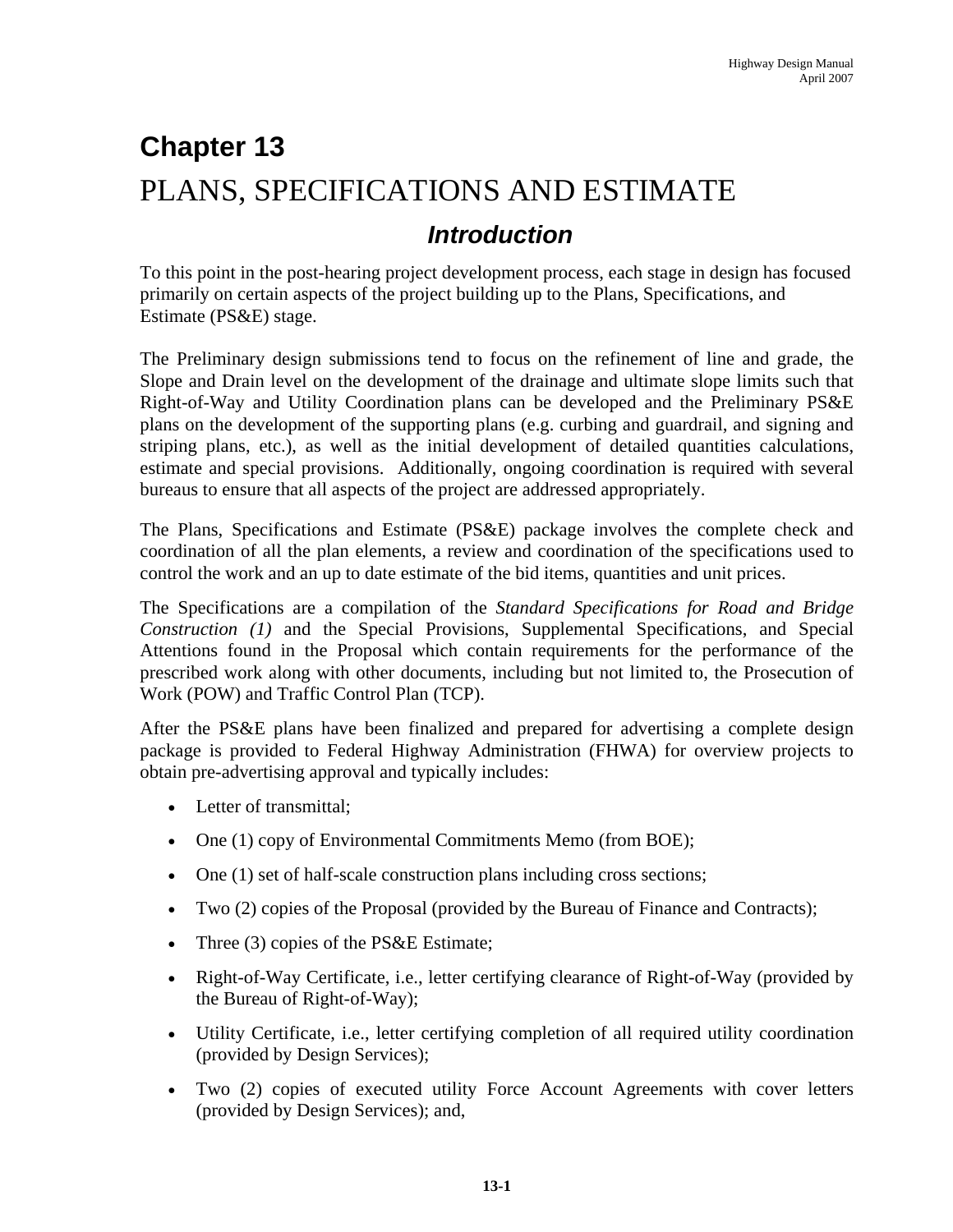# Chapter 13

# PLANS, SPECIFICATIONS AND ESTIMATE

## *Introduction*

To this point in the post-hearing project development process, each stage in design has focused primarily on certain aspects of the project building up to the Plans, Specifications, and Estimate (PS&E) stage.

The Preliminary design submissions tend to focus on the refinement of line and grade, the Slope and Drain level on the development of the drainage and ultimate slope limits such that Right-of-Way and Utility Coordination plans can be developed and the Preliminary PS&E plans on the development of the supporting plans (e.g. curbing and guardrail, and signing and striping plans, etc.), as well as the initial development of detailed quantities calculations, estimate and special provisions. Additionally, ongoing coordination is required with several bureaus to ensure that all aspects of the project are addressed appropriately.

The Plans, Specifications and Estimate (PS&E) package involves the complete check and coordination of all the plan elements, a review and coordination of the specifications used to control the work and an up to date estimate of the bid items, quantities and unit prices.

The Specifications are a compilation of the *Standard Specifications for Road and Bridge Construction (1)* and the Special Provisions, Supplemental Specifications, and Special Attentions found in the Proposal which contain requirements for the performance of the prescribed work along with other documents, including but not limited to, the Prosecution of Work (POW) and Traffic Control Plan (TCP).

After the PS&E plans have been finalized and prepared for advertising a complete design package is provided to Federal Highway Administration (FHWA) for overview projects to obtain pre-advertising approval and typically includes:

- Letter of transmittal;
- One (1) copy of Environmental Commitments Memo (from BOE);
- One (1) set of half-scale construction plans including cross sections;
- Two (2) copies of the Proposal (provided by the Bureau of Finance and Contracts);
- Three (3) copies of the PS&E Estimate;
- Right-of-Way Certificate, i.e., letter certifying clearance of Right-of-Way (provided by the Bureau of Right-of-Way);
- Utility Certificate, i.e., letter certifying completion of all required utility coordination (provided by Design Services);
- Two (2) copies of executed utility Force Account Agreements with cover letters (provided by Design Services); and,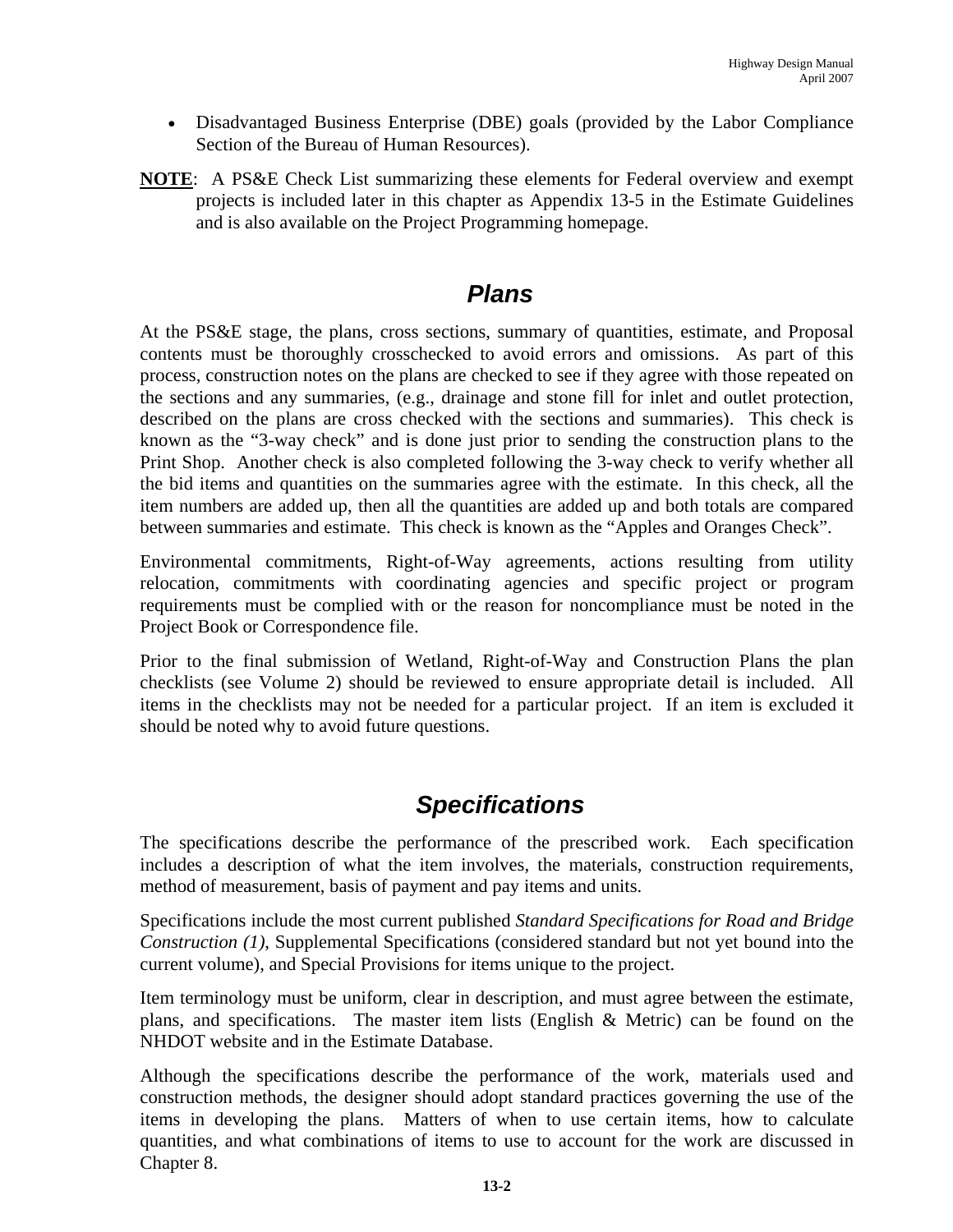- Disadvantaged Business Enterprise (DBE) goals (provided by the Labor Compliance Section of the Bureau of Human Resources).

**NOTE**: A PS&E Check List summarizing these elements for Federal overview and exempt projects is included later in this chapter as Appendix 13-5 in the Estimate Guidelines and is also available on the Project Programming homepage.

## *Plans*

At the PS&E stage, the plans, cross sections, summary of quantities, estimate, and Proposal contents must be thoroughly crosschecked to avoid errors and omissions. As part of this process, construction notes on the plans are checked to see if they agree with those repeated on the sections and any summaries, (e.g., drainage and stone fill for inlet and outlet protection, described on the plans are cross checked with the sections and summaries). This check is known as the "3-way check" and is done just prior to sending the construction plans to the Print Shop. Another check is also completed following the 3-way check to verify whether all the bid items and quantities on the summaries agree with the estimate. In this check, all the item numbers are added up, then all the quantities are added up and both totals are compared between summaries and estimate. This check is known as the "Apples and Oranges Check".

Environmental commitments, Right-of-Way agreements, actions resulting from utility relocation, commitments with coordinating agencies and specific project or program requirements must be complied with or the reason for noncompliance must be noted in the Project Book or Correspondence file.

Prior to the final submission of Wetland, Right-of-Way and Construction Plans the plan checklists (see Volume 2) should be reviewed to ensure appropriate detail is included. All items in the checklists may not be needed for a particular project. If an item is excluded it should be noted why to avoid future questions.

## *Specifications*

The specifications describe the performance of the prescribed work. Each specification includes a description of what the item involves, the materials, construction requirements, method of measurement, basis of payment and pay items and units.

Specifications include the most current published *Standard Specifications for Road and Bridge Construction (1)*, Supplemental Specifications (considered standard but not yet bound into the current volume), and Special Provisions for items unique to the project.

Item terminology must be uniform, clear in description, and must agree between the estimate, plans, and specifications. The master item lists (English & Metric) can be found on the NHDOT website and in the Estimate Database.

Although the specifications describe the performance of the work, materials used and construction methods, the designer should adopt standard practices governing the use of the items in developing the plans. Matters of when to use certain items, how to calculate quantities, and what combinations of items to use to account for the work are discussed in Chapter 8.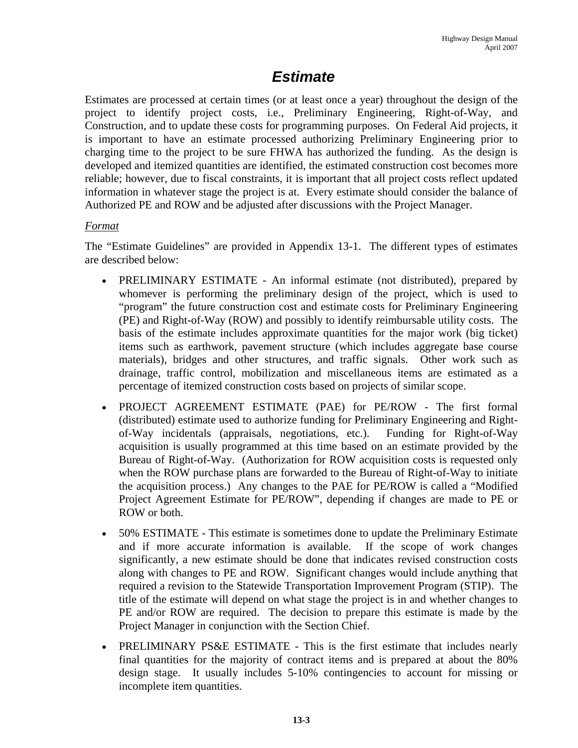# Estimate

Estimates are processed at certain times (or at least once a year) throughout the design of the project to identify project costs, i.e., Preliminary Engineering, Right-of-Way, and Construction, and to update these costs for programming purposes. On Federal Aid projects, it is important to have an estimate processed authorizing Preliminary Engineering prior to charging time to the project to be sure FHWA has authorized the funding. As the design is developed and itemized quantities are identified, the estimated construction cost becomes more reliable; however, due to fiscal constraints, it is important that all project costs reflect updated information in whatever stage the project is at. Every estimate should consider the balance of Authorized PE and ROW and be adjusted after discussions with the Project Manager.

*Format*

The "Estimate Guidelines" are provided in Appendix 13-1. The different types of estimates are described below:

- PRELIMINARY ESTIMATE - An informal estimate (not distributed), prepared by whomever is performing the preliminary design of the project, which is used to "program" the future construction cost and estimate costs for Preliminary Engineering (PE) and Right-of-Way (ROW) and possibly to identify reimbursable utility costs. The basis of the estimate includes approximate quantities for the major work (big ticket) items such as earthwork, pavement structure (which includes aggregate base course materials), bridges and other structures, and traffic signals. Other work such as drainage, traffic control, mobilization and miscellaneous items are estimated as a percentage of itemized construction costs based on projects of similar scope.

- PROJECT AGREEMENT ESTIMATE (PAE) for PE/ROW - The first formal (distributed) estimate used to authorize funding for Preliminary Engineering and Right-of-Way incidentals (appraisals, negotiations, etc.). Funding for Right-of-Way acquisition is usually programmed at this time based on an estimate provided by the Bureau of Right-of-Way. (Authorization for ROW acquisition costs is requested only when the ROW purchase plans are forwarded to the Bureau of Right-of-Way to initiate the acquisition process.) Any changes to the PAE for PE/ROW is called a "Modified Project Agreement Estimate for PE/ROW", depending if changes are made to PE or ROW or both.

- 50% ESTIMATE - This estimate is sometimes done to update the Preliminary Estimate and if more accurate information is available. If the scope of work changes significantly, a new estimate should be done that indicates revised construction costs along with changes to PE and ROW. Significant changes would include anything that required a revision to the Statewide Transportation Improvement Program (STIP). The title of the estimate will depend on what stage the project is in and whether changes to PE and/or ROW are required. The decision to prepare this estimate is made by the Project Manager in conjunction with the Section Chief.

- PRELIMINARY PS&E ESTIMATE - This is the first estimate that includes nearly final quantities for the majority of contract items and is prepared at about the 80% design stage. It usually includes 5-10% contingencies to account for missing or incomplete item quantities.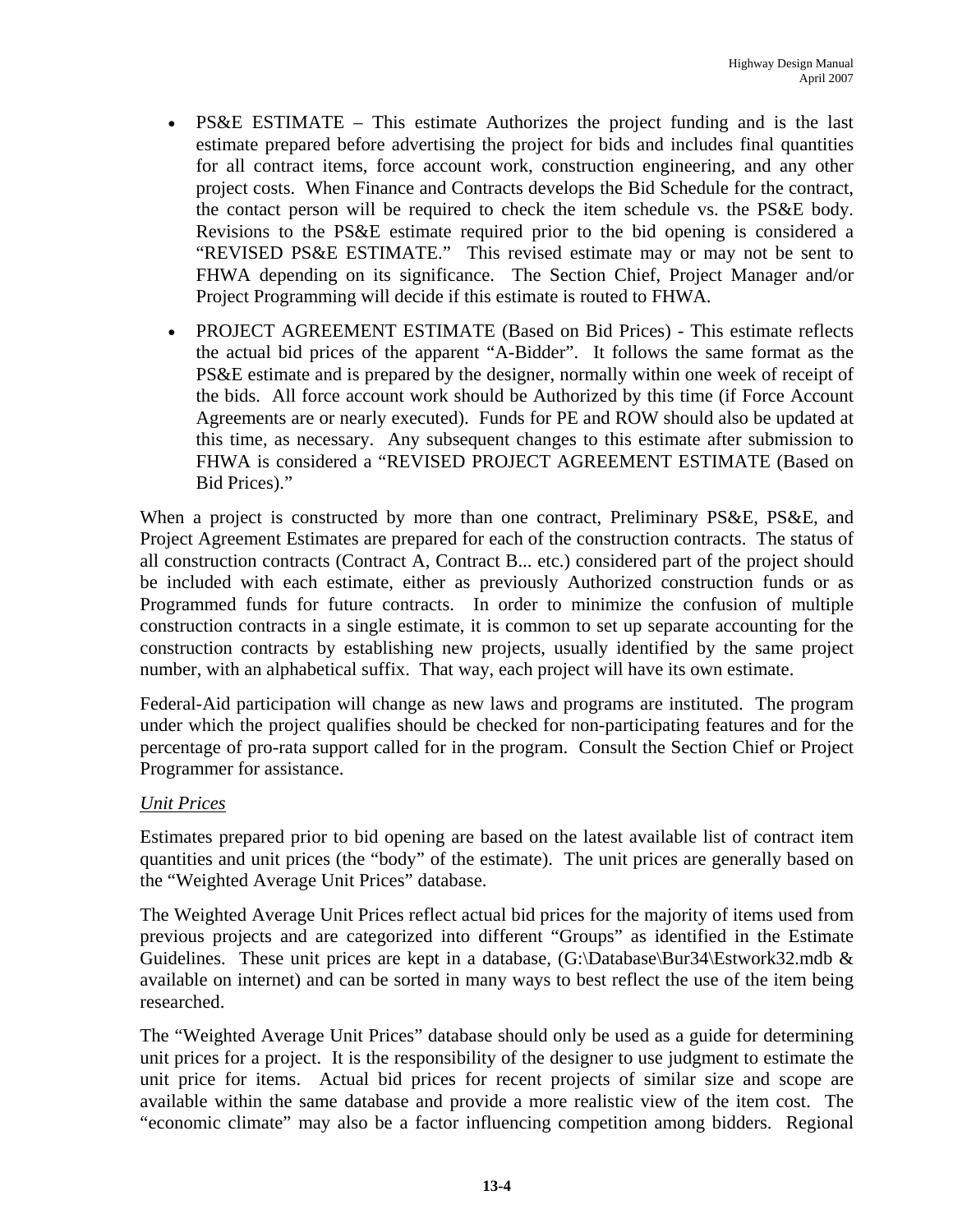- PS&E ESTIMATE – This estimate Authorizes the project funding and is the last estimate prepared before advertising the project for bids and includes final quantities for all contract items, force account work, construction engineering, and any other project costs. When Finance and Contracts develops the Bid Schedule for the contract, the contact person will be required to check the item schedule vs. the PS&E body. Revisions to the PS&E estimate required prior to the bid opening is considered a "REVISED PS&E ESTIMATE." This revised estimate may or may not be sent to FHWA depending on its significance. The Section Chief, Project Manager and/or Project Programming will decide if this estimate is routed to FHWA.

- PROJECT AGREEMENT ESTIMATE (Based on Bid Prices) - This estimate reflects the actual bid prices of the apparent "A-Bidder". It follows the same format as the PS&E estimate and is prepared by the designer, normally within one week of receipt of the bids. All force account work should be Authorized by this time (if Force Account Agreements are or nearly executed). Funds for PE and ROW should also be updated at this time, as necessary. Any subsequent changes to this estimate after submission to FHWA is considered a "REVISED PROJECT AGREEMENT ESTIMATE (Based on Bid Prices)."

When a project is constructed by more than one contract, Preliminary PS&E, PS&E, and Project Agreement Estimates are prepared for each of the construction contracts. The status of all construction contracts (Contract A, Contract B... etc.) considered part of the project should be included with each estimate, either as previously Authorized construction funds or as Programmed funds for future contracts. In order to minimize the confusion of multiple construction contracts in a single estimate, it is common to set up separate accounting for the construction contracts by establishing new projects, usually identified by the same project number, with an alphabetical suffix. That way, each project will have its own estimate.

Federal-Aid participation will change as new laws and programs are instituted. The program under which the project qualifies should be checked for non-participating features and for the percentage of pro-rata support called for in the program. Consult the Section Chief or Project Programmer for assistance.

<u>*Unit Prices*</u>

Estimates prepared prior to bid opening are based on the latest available list of contract item quantities and unit prices (the "body" of the estimate). The unit prices are generally based on the "Weighted Average Unit Prices" database.

The Weighted Average Unit Prices reflect actual bid prices for the majority of items used from previous projects and are categorized into different "Groups" as identified in the Estimate Guidelines. These unit prices are kept in a database, (G:\Database\Bur34\Estwork32.mdb & available on internet) and can be sorted in many ways to best reflect the use of the item being researched.

The "Weighted Average Unit Prices" database should only be used as a guide for determining unit prices for a project. It is the responsibility of the designer to use judgment to estimate the unit price for items. Actual bid prices for recent projects of similar size and scope are available within the same database and provide a more realistic view of the item cost. The "economic climate" may also be a factor influencing competition among bidders. Regional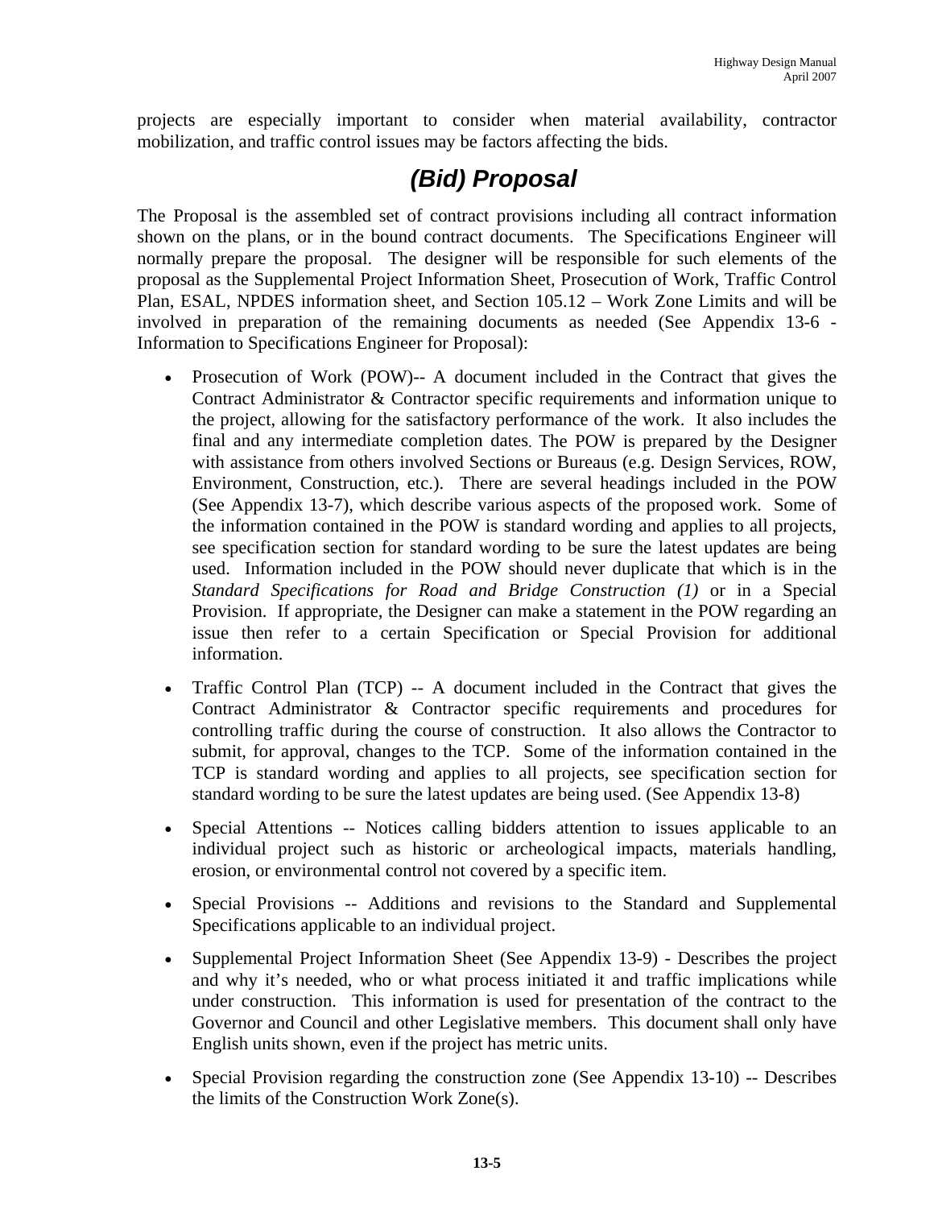projects are especially important to consider when material availability, contractor mobilization, and traffic control issues may be factors affecting the bids.

## *(Bid) Proposal*

The Proposal is the assembled set of contract provisions including all contract information shown on the plans, or in the bound contract documents. The Specifications Engineer will normally prepare the proposal. The designer will be responsible for such elements of the proposal as the Supplemental Project Information Sheet, Prosecution of Work, Traffic Control Plan, ESAL, NPDES information sheet, and Section 105.12 – Work Zone Limits and will be involved in preparation of the remaining documents as needed (See Appendix 13-6 - Information to Specifications Engineer for Proposal):

- Prosecution of Work (POW)-- A document included in the Contract that gives the Contract Administrator & Contractor specific requirements and information unique to the project, allowing for the satisfactory performance of the work. It also includes the final and any intermediate completion dates. The POW is prepared by the Designer with assistance from others involved Sections or Bureaus (e.g. Design Services, ROW, Environment, Construction, etc.). There are several headings included in the POW (See Appendix 13-7), which describe various aspects of the proposed work. Some of the information contained in the POW is standard wording and applies to all projects, see specification section for standard wording to be sure the latest updates are being used. Information included in the POW should never duplicate that which is in the *Standard Specifications for Road and Bridge Construction (1)* or in a Special Provision. If appropriate, the Designer can make a statement in the POW regarding an issue then refer to a certain Specification or Special Provision for additional information.

- Traffic Control Plan (TCP) -- A document included in the Contract that gives the Contract Administrator & Contractor specific requirements and procedures for controlling traffic during the course of construction. It also allows the Contractor to submit, for approval, changes to the TCP. Some of the information contained in the TCP is standard wording and applies to all projects, see specification section for standard wording to be sure the latest updates are being used. (See Appendix 13-8)

- Special Attentions -- Notices calling bidders attention to issues applicable to an individual project such as historic or archeological impacts, materials handling, erosion, or environmental control not covered by a specific item.

- Special Provisions -- Additions and revisions to the Standard and Supplemental Specifications applicable to an individual project.

- Supplemental Project Information Sheet (See Appendix 13-9) - Describes the project and why it's needed, who or what process initiated it and traffic implications while under construction. This information is used for presentation of the contract to the Governor and Council and other Legislative members. This document shall only have English units shown, even if the project has metric units.

- Special Provision regarding the construction zone (See Appendix 13-10) -- Describes the limits of the Construction Work Zone(s).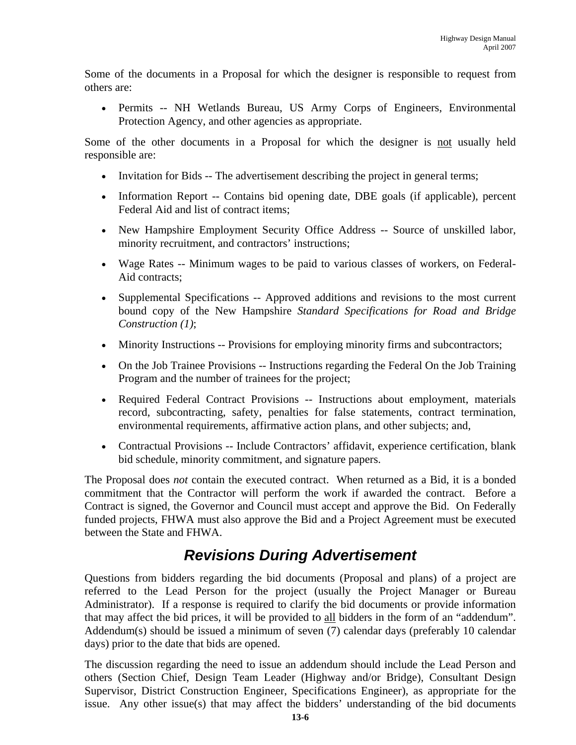Some of the documents in a Proposal for which the designer is responsible to request from others are:

- Permits -- NH Wetlands Bureau, US Army Corps of Engineers, Environmental Protection Agency, and other agencies as appropriate.

Some of the other documents in a Proposal for which the designer is <u>not</u> usually held responsible are:

- Invitation for Bids -- The advertisement describing the project in general terms;
- Information Report -- Contains bid opening date, DBE goals (if applicable), percent Federal Aid and list of contract items;
- New Hampshire Employment Security Office Address -- Source of unskilled labor, minority recruitment, and contractors' instructions;
- Wage Rates -- Minimum wages to be paid to various classes of workers, on Federal-Aid contracts;
- Supplemental Specifications -- Approved additions and revisions to the most current bound copy of the New Hampshire *Standard Specifications for Road and Bridge Construction (1)*;
- Minority Instructions -- Provisions for employing minority firms and subcontractors;
- On the Job Trainee Provisions -- Instructions regarding the Federal On the Job Training Program and the number of trainees for the project;
- Required Federal Contract Provisions -- Instructions about employment, materials record, subcontracting, safety, penalties for false statements, contract termination, environmental requirements, affirmative action plans, and other subjects; and,
- Contractual Provisions -- Include Contractors' affidavit, experience certification, blank bid schedule, minority commitment, and signature papers.

The Proposal does *not* contain the executed contract. When returned as a Bid, it is a bonded commitment that the Contractor will perform the work if awarded the contract. Before a Contract is signed, the Governor and Council must accept and approve the Bid. On Federally funded projects, FHWA must also approve the Bid and a Project Agreement must be executed between the State and FHWA.

## Revisions During Advertisement

Questions from bidders regarding the bid documents (Proposal and plans) of a project are referred to the Lead Person for the project (usually the Project Manager or Bureau Administrator). If a response is required to clarify the bid documents or provide information that may affect the bid prices, it will be provided to <u>all</u> bidders in the form of an "addendum". Addendum(s) should be issued a minimum of seven (7) calendar days (preferably 10 calendar days) prior to the date that bids are opened.

The discussion regarding the need to issue an addendum should include the Lead Person and others (Section Chief, Design Team Leader (Highway and/or Bridge), Consultant Design Supervisor, District Construction Engineer, Specifications Engineer), as appropriate for the issue. Any other issue(s) that may affect the bidders' understanding of the bid documents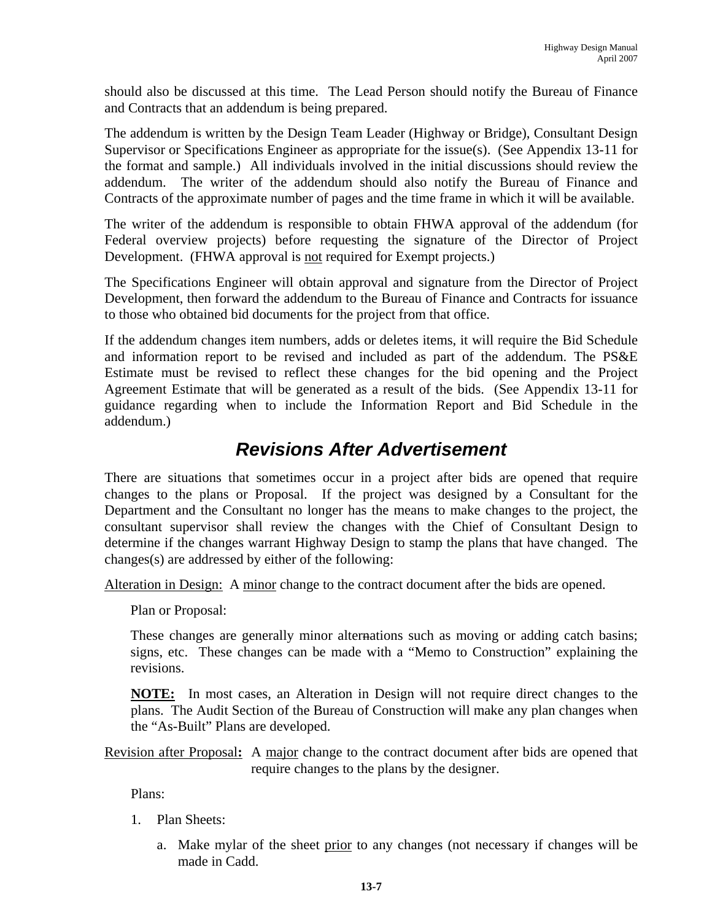should also be discussed at this time. The Lead Person should notify the Bureau of Finance and Contracts that an addendum is being prepared.

The addendum is written by the Design Team Leader (Highway or Bridge), Consultant Design Supervisor or Specifications Engineer as appropriate for the issue(s). (See Appendix 13-11 for the format and sample.) All individuals involved in the initial discussions should review the addendum. The writer of the addendum should also notify the Bureau of Finance and Contracts of the approximate number of pages and the time frame in which it will be available.

The writer of the addendum is responsible to obtain FHWA approval of the addendum (for Federal overview projects) before requesting the signature of the Director of Project Development. (FHWA approval is <u>not</u> required for Exempt projects.)

The Specifications Engineer will obtain approval and signature from the Director of Project Development, then forward the addendum to the Bureau of Finance and Contracts for issuance to those who obtained bid documents for the project from that office.

If the addendum changes item numbers, adds or deletes items, it will require the Bid Schedule and information report to be revised and included as part of the addendum. The PS&E Estimate must be revised to reflect these changes for the bid opening and the Project Agreement Estimate that will be generated as a result of the bids. (See Appendix 13-11 for guidance regarding when to include the Information Report and Bid Schedule in the addendum.)

## *Revisions After Advertisement*

There are situations that sometimes occur in a project after bids are opened that require changes to the plans or Proposal. If the project was designed by a Consultant for the Department and the Consultant no longer has the means to make changes to the project, the consultant supervisor shall review the changes with the Chief of Consultant Design to determine if the changes warrant Highway Design to stamp the plans that have changed. The changes(s) are addressed by either of the following:

<u>Alteration in Design:</u> A <u>minor</u> change to the contract document after the bids are opened.

Plan or Proposal:

These changes are generally minor alternations such as moving or adding catch basins; signs, etc. These changes can be made with a "Memo to Construction" explaining the revisions.

**<u>NOTE:</u>** In most cases, an Alteration in Design will not require direct changes to the plans. The Audit Section of the Bureau of Construction will make any plan changes when the "As-Built" Plans are developed.

<u>Revision after Proposal</u>**:** A <u>major</u> change to the contract document after bids are opened that require changes to the plans by the designer.

Plans:

1. Plan Sheets:
   a. Make mylar of the sheet <u>prior</u> to any changes (not necessary if changes will be made in Cadd.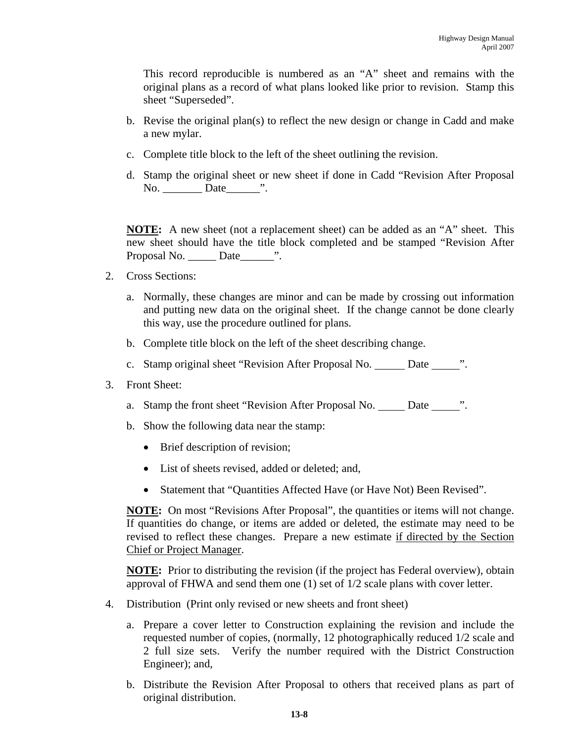This record reproducible is numbered as an "A" sheet and remains with the original plans as a record of what plans looked like prior to revision. Stamp this sheet "Superseded".

b. Revise the original plan(s) to reflect the new design or change in Cadd and make a new mylar.

c. Complete title block to the left of the sheet outlining the revision.

d. Stamp the original sheet or new sheet if done in Cadd "Revision After Proposal No. _______ Date______".

**NOTE:** A new sheet (not a replacement sheet) can be added as an "A" sheet. This new sheet should have the title block completed and be stamped "Revision After Proposal No. _____ Date______".

2. Cross Sections:

   a. Normally, these changes are minor and can be made by crossing out information and putting new data on the original sheet. If the change cannot be done clearly this way, use the procedure outlined for plans.

   b. Complete title block on the left of the sheet describing change.

   c. Stamp original sheet "Revision After Proposal No. _____ Date _____".

3. Front Sheet:

   a. Stamp the front sheet "Revision After Proposal No. _____ Date _____".

   b. Show the following data near the stamp:

      - Brief description of revision;
      - List of sheets revised, added or deleted; and,
      - Statement that "Quantities Affected Have (or Have Not) Been Revised".

   **NOTE:** On most "Revisions After Proposal", the quantities or items will not change. If quantities do change, or items are added or deleted, the estimate may need to be revised to reflect these changes. Prepare a new estimate <u>if directed by the Section Chief or Project Manager</u>.

   **NOTE:** Prior to distributing the revision (if the project has Federal overview), obtain approval of FHWA and send them one (1) set of 1/2 scale plans with cover letter.

4. Distribution (Print only revised or new sheets and front sheet)

   a. Prepare a cover letter to Construction explaining the revision and include the requested number of copies, (normally, 12 photographically reduced 1/2 scale and 2 full size sets. Verify the number required with the District Construction Engineer); and,

   b. Distribute the Revision After Proposal to others that received plans as part of original distribution.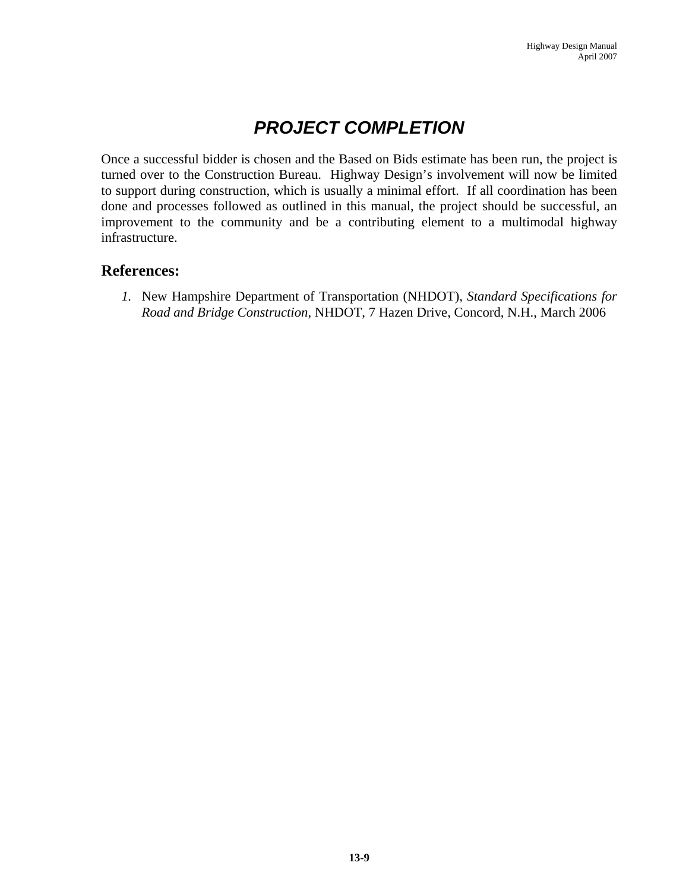# *PROJECT COMPLETION*

Once a successful bidder is chosen and the Based on Bids estimate has been run, the project is turned over to the Construction Bureau. Highway Design's involvement will now be limited to support during construction, which is usually a minimal effort. If all coordination has been done and processes followed as outlined in this manual, the project should be successful, an improvement to the community and be a contributing element to a multimodal highway infrastructure.

## References:

1. New Hampshire Department of Transportation (NHDOT), *Standard Specifications for Road and Bridge Construction*, NHDOT, 7 Hazen Drive, Concord, N.H., March 2006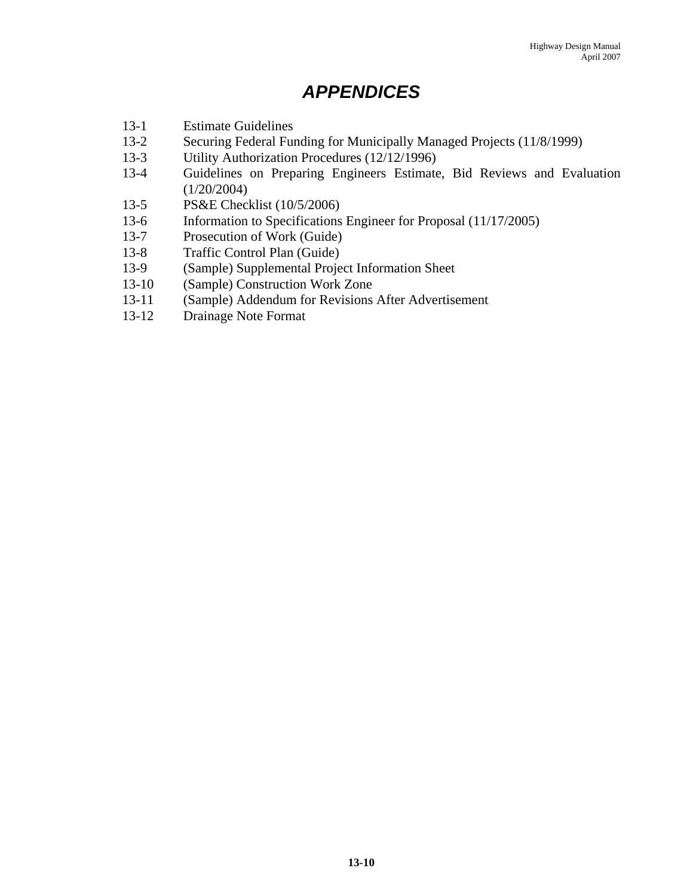# APPENDICES

| | |
|---|---|
| 13-1 | Estimate Guidelines |
| 13-2 | Securing Federal Funding for Municipally Managed Projects (11/8/1999) |
| 13-3 | Utility Authorization Procedures (12/12/1996) |
| 13-4 | Guidelines on Preparing Engineers Estimate, Bid Reviews and Evaluation (1/20/2004) |
| 13-5 | PS&E Checklist (10/5/2006) |
| 13-6 | Information to Specifications Engineer for Proposal (11/17/2005) |
| 13-7 | Prosecution of Work (Guide) |
| 13-8 | Traffic Control Plan (Guide) |
| 13-9 | (Sample) Supplemental Project Information Sheet |
| 13-10 | (Sample) Construction Work Zone |
| 13-11 | (Sample) Addendum for Revisions After Advertisement |
| 13-12 | Drainage Note Format |